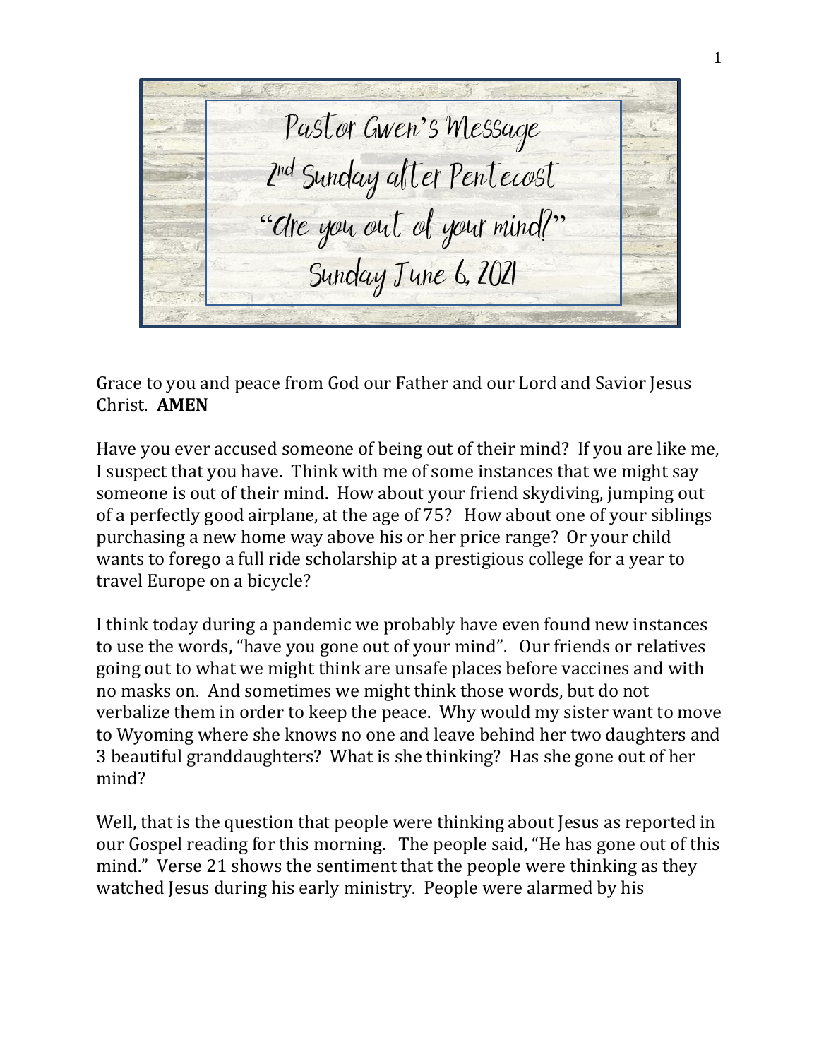# Pastor Gwen's Message
## 2nd Sunday after Pentecost
## "Are you out of your mind?"
## Sunday June 6, 2021

Grace to you and peace from God our Father and our Lord and Savior Jesus Christ. **AMEN**

Have you ever accused someone of being out of their mind? If you are like me, I suspect that you have. Think with me of some instances that we might say someone is out of their mind. How about your friend skydiving, jumping out of a perfectly good airplane, at the age of 75? How about one of your siblings purchasing a new home way above his or her price range? Or your child wants to forego a full ride scholarship at a prestigious college for a year to travel Europe on a bicycle?

I think today during a pandemic we probably have even found new instances to use the words, "have you gone out of your mind". Our friends or relatives going out to what we might think are unsafe places before vaccines and with no masks on. And sometimes we might think those words, but do not verbalize them in order to keep the peace. Why would my sister want to move to Wyoming where she knows no one and leave behind her two daughters and 3 beautiful granddaughters? What is she thinking? Has she gone out of her mind?

Well, that is the question that people were thinking about Jesus as reported in our Gospel reading for this morning. The people said, "He has gone out of this mind." Verse 21 shows the sentiment that the people were thinking as they watched Jesus during his early ministry. People were alarmed by his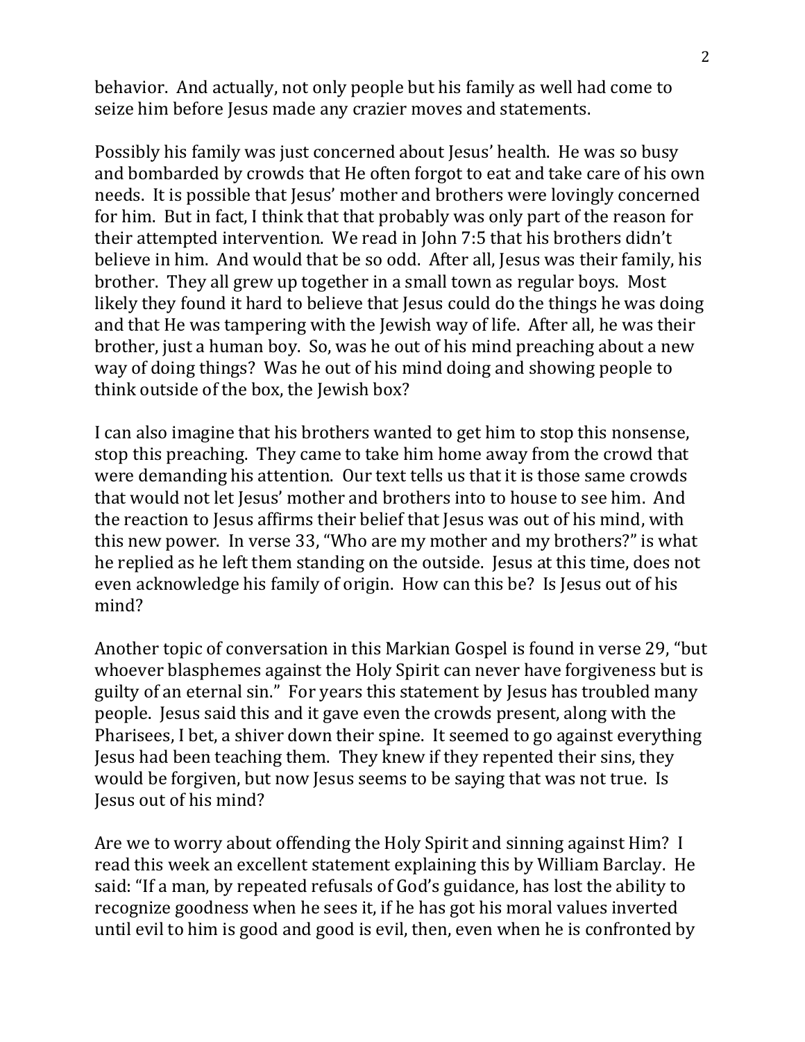behavior. And actually, not only people but his family as well had come to seize him before Jesus made any crazier moves and statements.

Possibly his family was just concerned about Jesus' health. He was so busy and bombarded by crowds that He often forgot to eat and take care of his own needs. It is possible that Jesus' mother and brothers were lovingly concerned for him. But in fact, I think that that probably was only part of the reason for their attempted intervention. We read in John 7:5 that his brothers didn't believe in him. And would that be so odd. After all, Jesus was their family, his brother. They all grew up together in a small town as regular boys. Most likely they found it hard to believe that Jesus could do the things he was doing and that He was tampering with the Jewish way of life. After all, he was their brother, just a human boy. So, was he out of his mind preaching about a new way of doing things? Was he out of his mind doing and showing people to think outside of the box, the Jewish box?

I can also imagine that his brothers wanted to get him to stop this nonsense, stop this preaching. They came to take him home away from the crowd that were demanding his attention. Our text tells us that it is those same crowds that would not let Jesus' mother and brothers into to house to see him. And the reaction to Jesus affirms their belief that Jesus was out of his mind, with this new power. In verse 33, "Who are my mother and my brothers?" is what he replied as he left them standing on the outside. Jesus at this time, does not even acknowledge his family of origin. How can this be? Is Jesus out of his mind?

Another topic of conversation in this Markian Gospel is found in verse 29, "but whoever blasphemes against the Holy Spirit can never have forgiveness but is guilty of an eternal sin." For years this statement by Jesus has troubled many people. Jesus said this and it gave even the crowds present, along with the Pharisees, I bet, a shiver down their spine. It seemed to go against everything Jesus had been teaching them. They knew if they repented their sins, they would be forgiven, but now Jesus seems to be saying that was not true. Is Jesus out of his mind?

Are we to worry about offending the Holy Spirit and sinning against Him? I read this week an excellent statement explaining this by William Barclay. He said: "If a man, by repeated refusals of God's guidance, has lost the ability to recognize goodness when he sees it, if he has got his moral values inverted until evil to him is good and good is evil, then, even when he is confronted by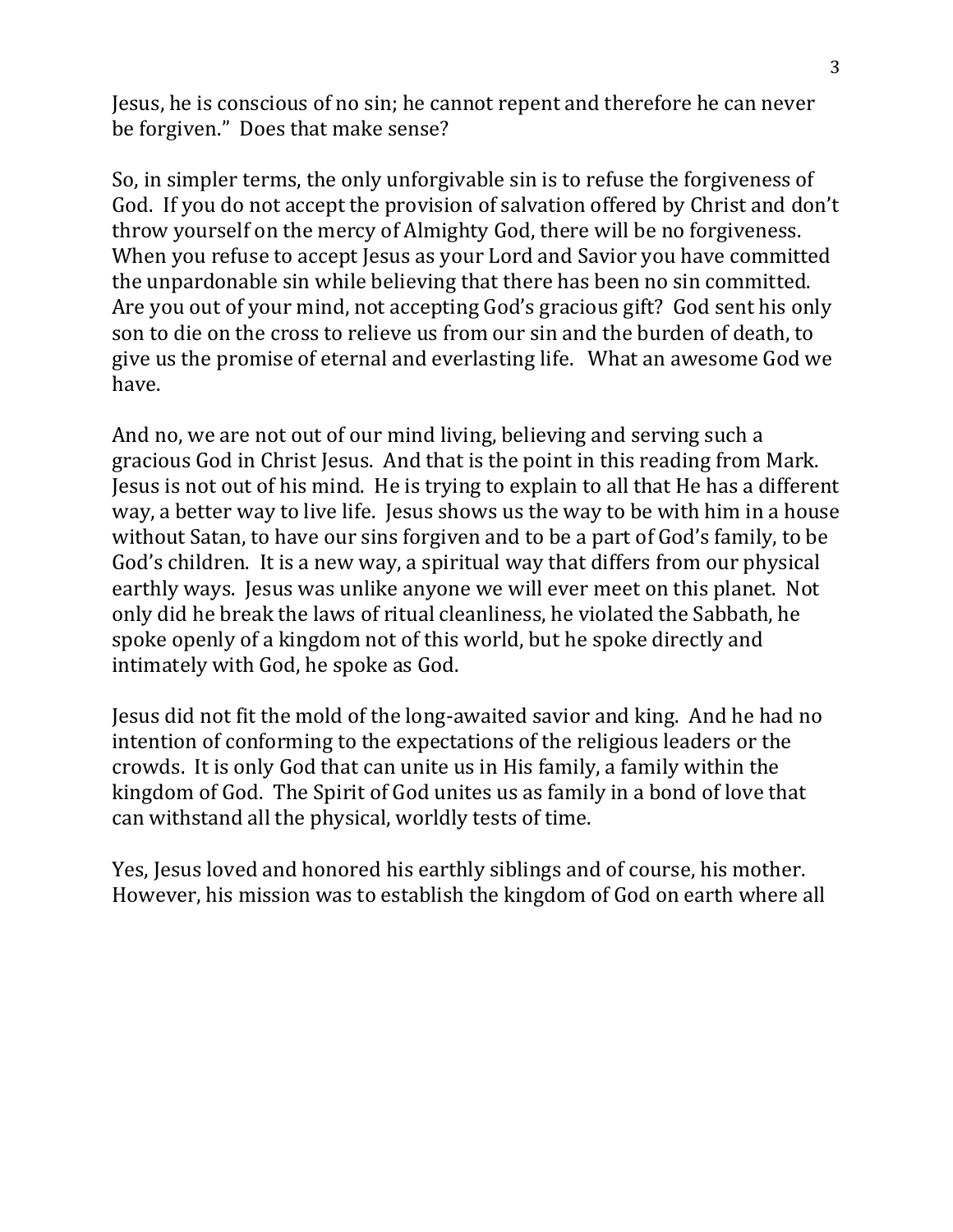Jesus, he is conscious of no sin; he cannot repent and therefore he can never be forgiven." Does that make sense?

So, in simpler terms, the only unforgivable sin is to refuse the forgiveness of God. If you do not accept the provision of salvation offered by Christ and don't throw yourself on the mercy of Almighty God, there will be no forgiveness. When you refuse to accept Jesus as your Lord and Savior you have committed the unpardonable sin while believing that there has been no sin committed. Are you out of your mind, not accepting God's gracious gift? God sent his only son to die on the cross to relieve us from our sin and the burden of death, to give us the promise of eternal and everlasting life. What an awesome God we have.

And no, we are not out of our mind living, believing and serving such a gracious God in Christ Jesus. And that is the point in this reading from Mark. Jesus is not out of his mind. He is trying to explain to all that He has a different way, a better way to live life. Jesus shows us the way to be with him in a house without Satan, to have our sins forgiven and to be a part of God's family, to be God's children. It is a new way, a spiritual way that differs from our physical earthly ways. Jesus was unlike anyone we will ever meet on this planet. Not only did he break the laws of ritual cleanliness, he violated the Sabbath, he spoke openly of a kingdom not of this world, but he spoke directly and intimately with God, he spoke as God.

Jesus did not fit the mold of the long-awaited savior and king. And he had no intention of conforming to the expectations of the religious leaders or the crowds. It is only God that can unite us in His family, a family within the kingdom of God. The Spirit of God unites us as family in a bond of love that can withstand all the physical, worldly tests of time.

Yes, Jesus loved and honored his earthly siblings and of course, his mother. However, his mission was to establish the kingdom of God on earth where all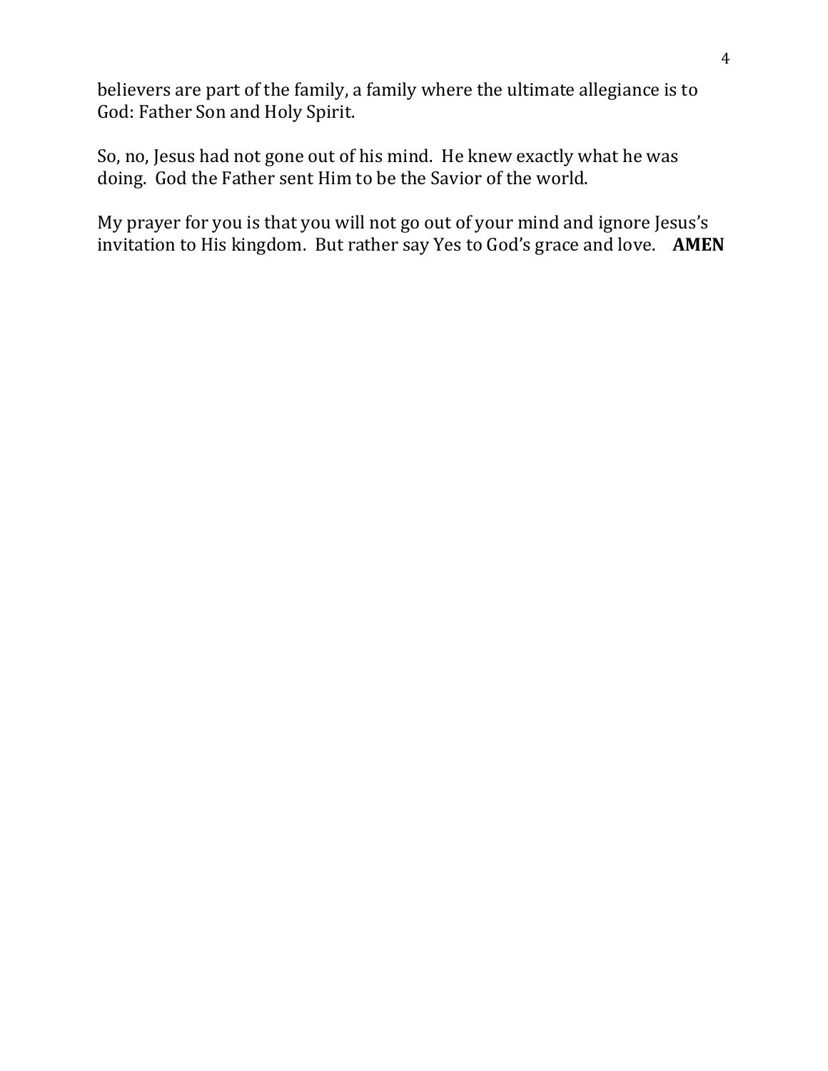believers are part of the family, a family where the ultimate allegiance is to God: Father Son and Holy Spirit.

So, no, Jesus had not gone out of his mind. He knew exactly what he was doing. God the Father sent Him to be the Savior of the world.

My prayer for you is that you will not go out of your mind and ignore Jesus's invitation to His kingdom. But rather say Yes to God's grace and love. **AMEN**